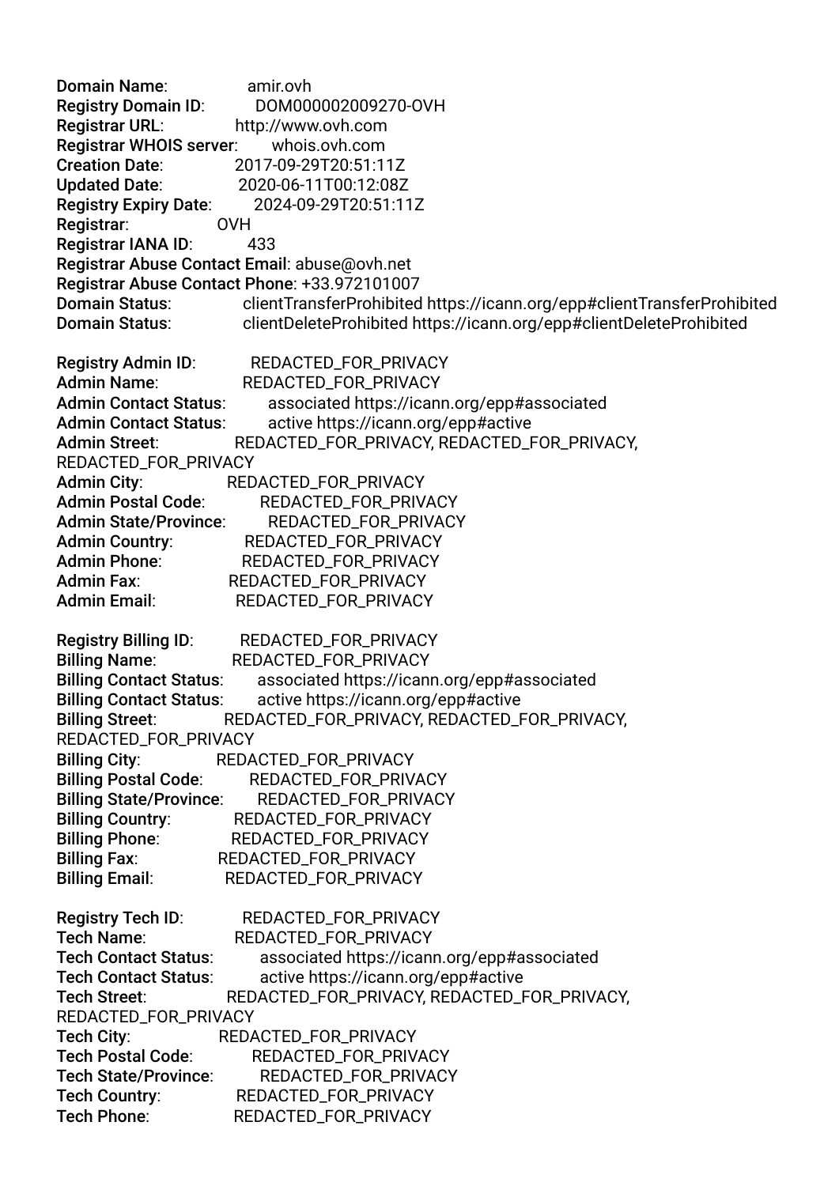**Domain Name**: amir.ovh
**Registry Domain ID**: DOM000002009270-OVH
**Registrar URL**: http://www.ovh.com
**Registrar WHOIS server**: whois.ovh.com
**Creation Date**: 2017-09-29T20:51:11Z
**Updated Date**: 2020-06-11T00:12:08Z
**Registry Expiry Date**: 2024-09-29T20:51:11Z
**Registrar**: OVH
**Registrar IANA ID**: 433
**Registrar Abuse Contact Email**: abuse@ovh.net
**Registrar Abuse Contact Phone**: +33.972101007
**Domain Status**: clientTransferProhibited https://icann.org/epp#clientTransferProhibited
**Domain Status**: clientDeleteProhibited https://icann.org/epp#clientDeleteProhibited

**Registry Admin ID**: REDACTED_FOR_PRIVACY
**Admin Name**: REDACTED_FOR_PRIVACY
**Admin Contact Status**: associated https://icann.org/epp#associated
**Admin Contact Status**: active https://icann.org/epp#active
**Admin Street**: REDACTED_FOR_PRIVACY, REDACTED_FOR_PRIVACY, REDACTED_FOR_PRIVACY
**Admin City**: REDACTED_FOR_PRIVACY
**Admin Postal Code**: REDACTED_FOR_PRIVACY
**Admin State/Province**: REDACTED_FOR_PRIVACY
**Admin Country**: REDACTED_FOR_PRIVACY
**Admin Phone**: REDACTED_FOR_PRIVACY
**Admin Fax**: REDACTED_FOR_PRIVACY
**Admin Email**: REDACTED_FOR_PRIVACY

**Registry Billing ID**: REDACTED_FOR_PRIVACY
**Billing Name**: REDACTED_FOR_PRIVACY
**Billing Contact Status**: associated https://icann.org/epp#associated
**Billing Contact Status**: active https://icann.org/epp#active
**Billing Street**: REDACTED_FOR_PRIVACY, REDACTED_FOR_PRIVACY, REDACTED_FOR_PRIVACY
**Billing City**: REDACTED_FOR_PRIVACY
**Billing Postal Code**: REDACTED_FOR_PRIVACY
**Billing State/Province**: REDACTED_FOR_PRIVACY
**Billing Country**: REDACTED_FOR_PRIVACY
**Billing Phone**: REDACTED_FOR_PRIVACY
**Billing Fax**: REDACTED_FOR_PRIVACY
**Billing Email**: REDACTED_FOR_PRIVACY

**Registry Tech ID**: REDACTED_FOR_PRIVACY
**Tech Name**: REDACTED_FOR_PRIVACY
**Tech Contact Status**: associated https://icann.org/epp#associated
**Tech Contact Status**: active https://icann.org/epp#active
**Tech Street**: REDACTED_FOR_PRIVACY, REDACTED_FOR_PRIVACY, REDACTED_FOR_PRIVACY
**Tech City**: REDACTED_FOR_PRIVACY
**Tech Postal Code**: REDACTED_FOR_PRIVACY
**Tech State/Province**: REDACTED_FOR_PRIVACY
**Tech Country**: REDACTED_FOR_PRIVACY
**Tech Phone**: REDACTED_FOR_PRIVACY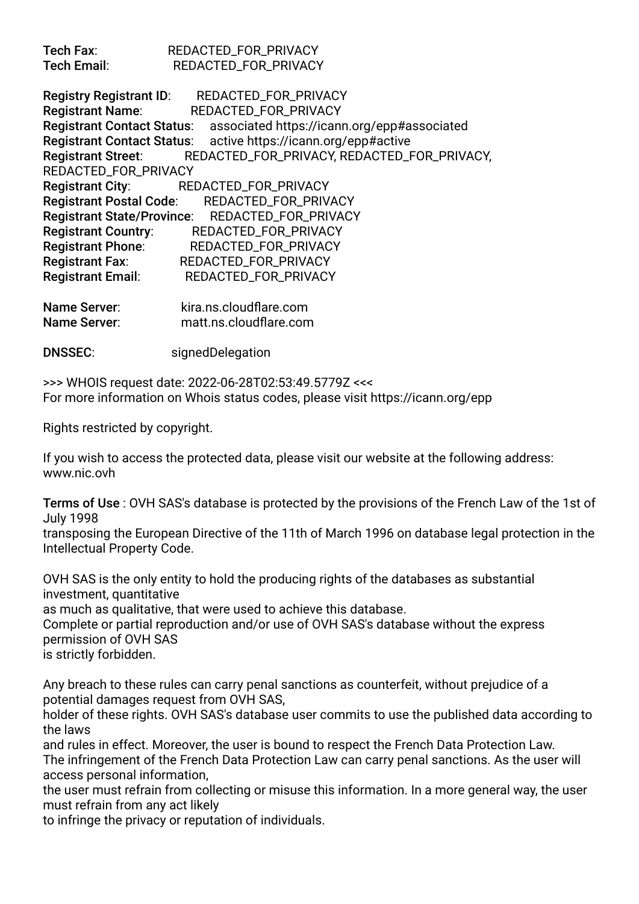**Tech Fax**: REDACTED_FOR_PRIVACY
**Tech Email**: REDACTED_FOR_PRIVACY

**Registry Registrant ID**: REDACTED_FOR_PRIVACY
**Registrant Name**: REDACTED_FOR_PRIVACY
**Registrant Contact Status**: associated https://icann.org/epp#associated
**Registrant Contact Status**: active https://icann.org/epp#active
**Registrant Street**: REDACTED_FOR_PRIVACY, REDACTED_FOR_PRIVACY, REDACTED_FOR_PRIVACY
**Registrant City**: REDACTED_FOR_PRIVACY
**Registrant Postal Code**: REDACTED_FOR_PRIVACY
**Registrant State/Province**: REDACTED_FOR_PRIVACY
**Registrant Country**: REDACTED_FOR_PRIVACY
**Registrant Phone**: REDACTED_FOR_PRIVACY
**Registrant Fax**: REDACTED_FOR_PRIVACY
**Registrant Email**: REDACTED_FOR_PRIVACY

**Name Server**: kira.ns.cloudflare.com
**Name Server**: matt.ns.cloudflare.com

**DNSSEC**: signedDelegation

>>> WHOIS request date: 2022-06-28T02:53:49.5779Z <<<
For more information on Whois status codes, please visit https://icann.org/epp

Rights restricted by copyright.

If you wish to access the protected data, please visit our website at the following address: www.nic.ovh

**Terms of Use** : OVH SAS's database is protected by the provisions of the French Law of the 1st of July 1998
transposing the European Directive of the 11th of March 1996 on database legal protection in the Intellectual Property Code.

OVH SAS is the only entity to hold the producing rights of the databases as substantial investment, quantitative
as much as qualitative, that were used to achieve this database.
Complete or partial reproduction and/or use of OVH SAS's database without the express permission of OVH SAS
is strictly forbidden.

Any breach to these rules can carry penal sanctions as counterfeit, without prejudice of a potential damages request from OVH SAS,
holder of these rights. OVH SAS's database user commits to use the published data according to the laws
and rules in effect. Moreover, the user is bound to respect the French Data Protection Law.
The infringement of the French Data Protection Law can carry penal sanctions. As the user will access personal information,
the user must refrain from collecting or misuse this information. In a more general way, the user must refrain from any act likely
to infringe the privacy or reputation of individuals.